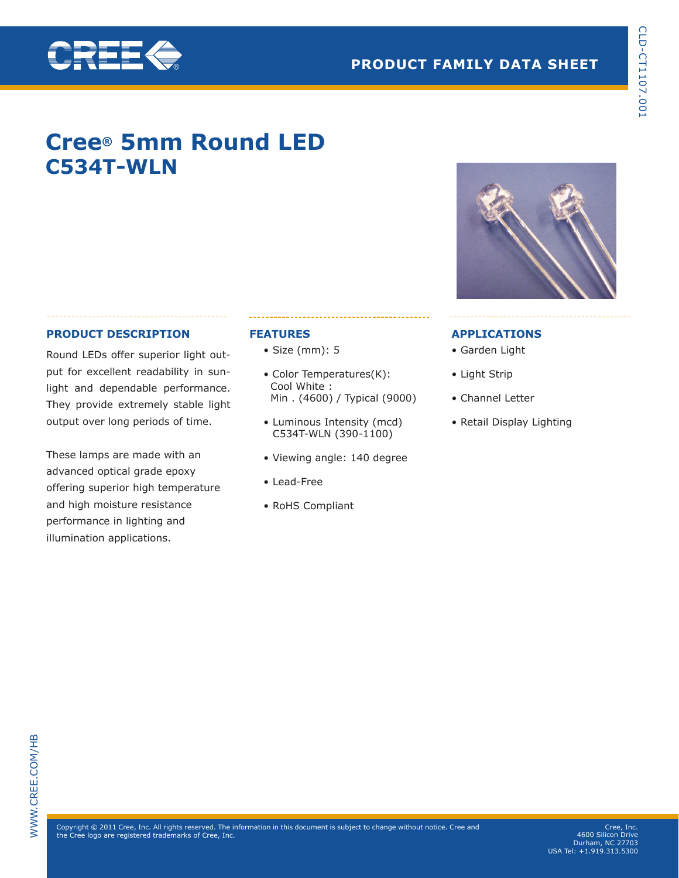PRODUCT FAMILY DATA SHEET

# Cree® 5mm Round LED
# C534T-WLN

## PRODUCT DESCRIPTION

Round LEDs offer superior light output for excellent readability in sunlight and dependable performance. They provide extremely stable light output over long periods of time.

These lamps are made with an advanced optical grade epoxy offering superior high temperature and high moisture resistance performance in lighting and illumination applications.

## FEATURES

- Size (mm): 5
- Color Temperatures(K):
  Cool White :
  Min . (4600) / Typical (9000)
- Luminous Intensity (mcd)
  C534T-WLN (390-1100)
- Viewing angle: 140 degree
- Lead-Free
- RoHS Compliant

## APPLICATIONS

- Garden Light
- Light Strip
- Channel Letter
- Retail Display Lighting

Copyright © 2011 Cree, Inc. All rights reserved. The information in this document is subject to change without notice. Cree and the Cree logo are registered trademarks of Cree, Inc.

Cree, Inc.
4600 Silicon Drive
Durham, NC 27703
USA Tel: +1.919.313.5300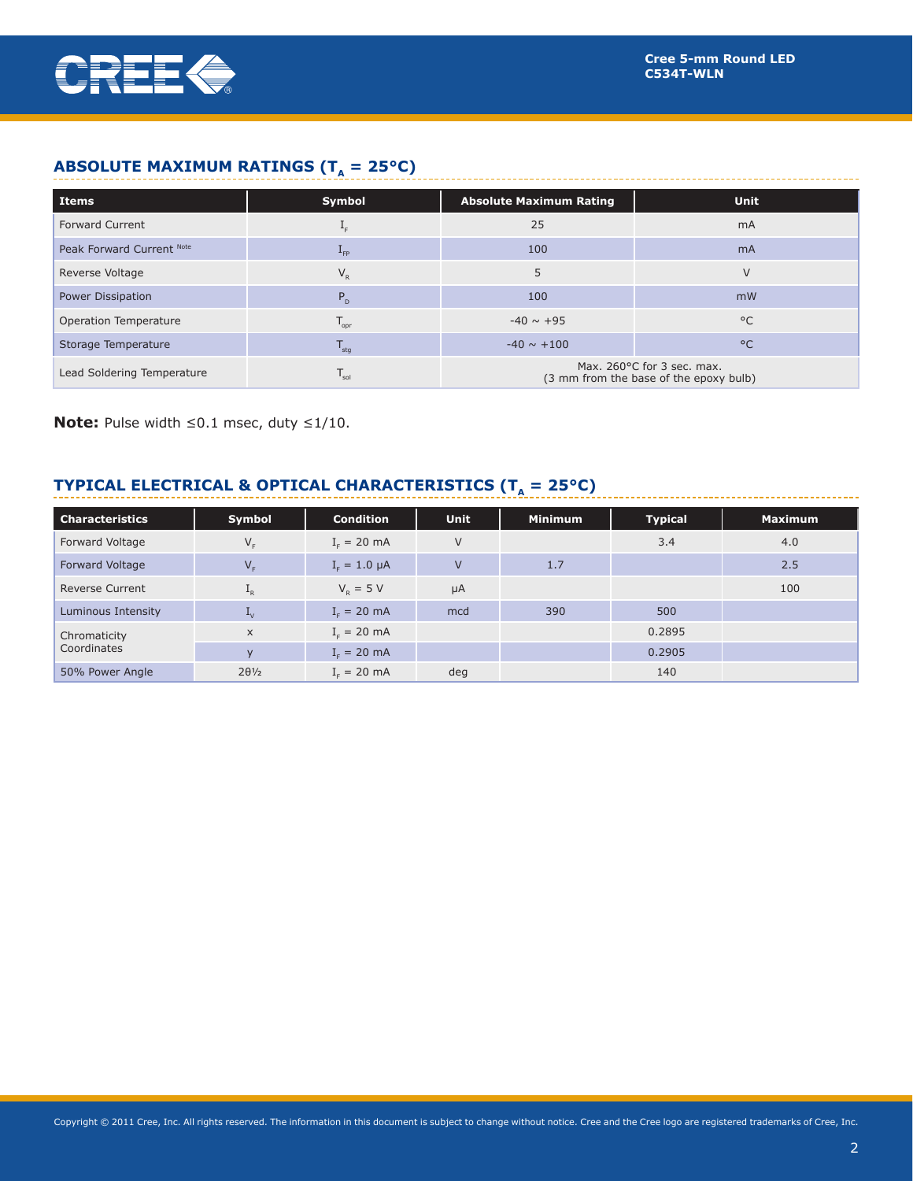## ABSOLUTE MAXIMUM RATINGS ($T_A$ = 25°C)

| Items | Symbol | Absolute Maximum Rating | Unit |
|---|---|---|---|
| Forward Current | $I_F$ | 25 | mA |
| Peak Forward Current [Note] | $I_{FP}$ | 100 | mA |
| Reverse Voltage | $V_R$ | 5 | V |
| Power Dissipation | $P_D$ | 100 | mW |
| Operation Temperature | $T_{opr}$ | -40 ~ +95 | °C |
| Storage Temperature | $T_{stg}$ | -40 ~ +100 | °C |
| Lead Soldering Temperature | $T_{sol}$ | Max. 260°C for 3 sec. max. (3 mm from the base of the epoxy bulb) | |

**Note:** Pulse width ≤0.1 msec, duty ≤1/10.

## TYPICAL ELECTRICAL & OPTICAL CHARACTERISTICS ($T_A$ = 25°C)

| Characteristics | Symbol | Condition | Unit | Minimum | Typical | Maximum |
|---|---|---|---|---|---|---|
| Forward Voltage | $V_F$ | $I_F$ = 20 mA | V | | 3.4 | 4.0 |
| Forward Voltage | $V_F$ | $I_F$ = 1.0 µA | V | 1.7 | | 2.5 |
| Reverse Current | $I_R$ | $V_R$ = 5 V | µA | | | 100 |
| Luminous Intensity | $I_V$ | $I_F$ = 20 mA | mcd | 390 | 500 | |
| Chromaticity Coordinates | x | $I_F$ = 20 mA | | | 0.2895 | |
| | y | $I_F$ = 20 mA | | | 0.2905 | |
| 50% Power Angle | 2θ½ | $I_F$ = 20 mA | deg | | 140 | |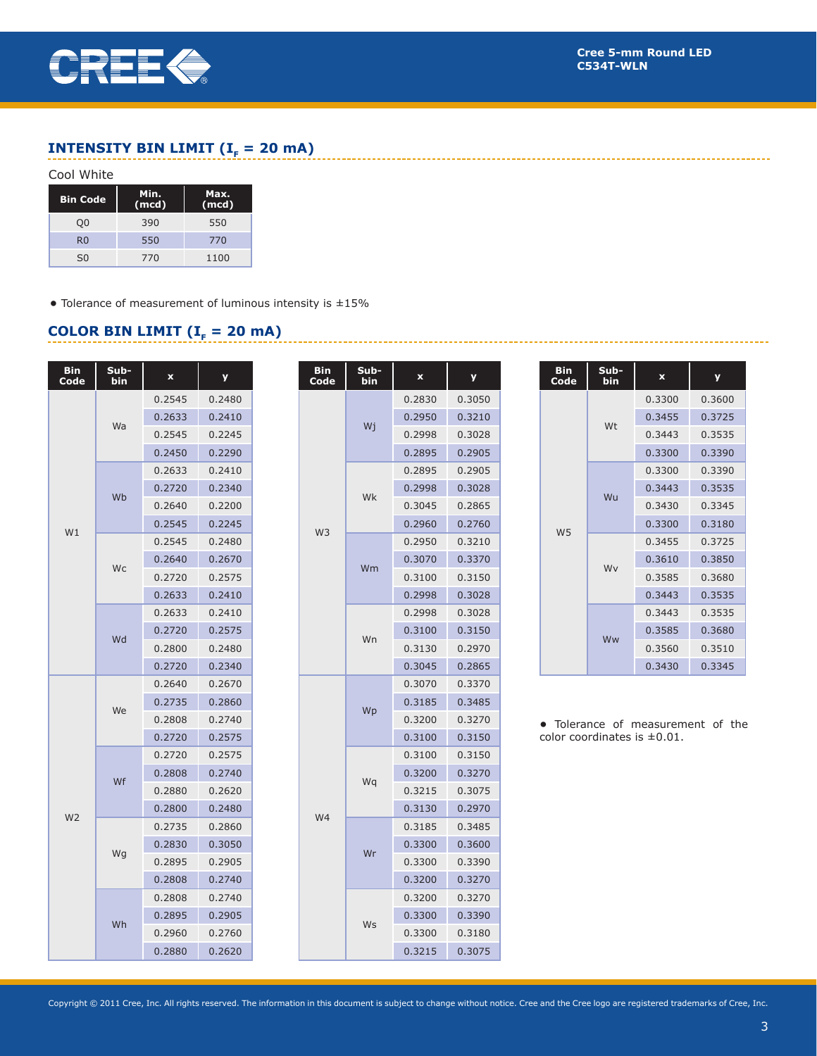## INTENSITY BIN LIMIT ($I_F$ = 20 mA)

Cool White

| Bin Code | Min. (mcd) | Max. (mcd) |
|---|---|---|
| Q0 | 390 | 550 |
| R0 | 550 | 770 |
| S0 | 770 | 1100 |

- Tolerance of measurement of luminous intensity is ±15%

## COLOR BIN LIMIT ($I_F$ = 20 mA)

| Bin Code | Sub-bin | x | y |
|---|---|---|---|
| W1 | Wa | 0.2545 | 0.2480 |
| | | 0.2633 | 0.2410 |
| | | 0.2545 | 0.2245 |
| | | 0.2450 | 0.2290 |
| | Wb | 0.2633 | 0.2410 |
| | | 0.2720 | 0.2340 |
| | | 0.2640 | 0.2200 |
| | | 0.2545 | 0.2245 |
| | Wc | 0.2545 | 0.2480 |
| | | 0.2640 | 0.2670 |
| | | 0.2720 | 0.2575 |
| | | 0.2633 | 0.2410 |
| | Wd | 0.2633 | 0.2410 |
| | | 0.2720 | 0.2575 |
| | | 0.2800 | 0.2480 |
| | | 0.2720 | 0.2340 |
| W2 | We | 0.2640 | 0.2670 |
| | | 0.2735 | 0.2860 |
| | | 0.2808 | 0.2740 |
| | | 0.2720 | 0.2575 |
| | Wf | 0.2720 | 0.2575 |
| | | 0.2808 | 0.2740 |
| | | 0.2880 | 0.2620 |
| | | 0.2800 | 0.2480 |
| | Wg | 0.2735 | 0.2860 |
| | | 0.2830 | 0.3050 |
| | | 0.2895 | 0.2905 |
| | | 0.2808 | 0.2740 |
| | Wh | 0.2808 | 0.2740 |
| | | 0.2895 | 0.2905 |
| | | 0.2960 | 0.2760 |
| | | 0.2880 | 0.2620 |

| Bin Code | Sub-bin | x | y |
|---|---|---|---|
| W3 | Wj | 0.2830 | 0.3050 |
| | | 0.2950 | 0.3210 |
| | | 0.2998 | 0.3028 |
| | | 0.2895 | 0.2905 |
| | Wk | 0.2895 | 0.2905 |
| | | 0.2998 | 0.3028 |
| | | 0.3045 | 0.2865 |
| | | 0.2960 | 0.2760 |
| | Wm | 0.2950 | 0.3210 |
| | | 0.3070 | 0.3370 |
| | | 0.3100 | 0.3150 |
| | | 0.2998 | 0.3028 |
| | Wn | 0.2998 | 0.3028 |
| | | 0.3100 | 0.3150 |
| | | 0.3130 | 0.2970 |
| | | 0.3045 | 0.2865 |
| W4 | Wp | 0.3070 | 0.3370 |
| | | 0.3185 | 0.3485 |
| | | 0.3200 | 0.3270 |
| | | 0.3100 | 0.3150 |
| | Wq | 0.3100 | 0.3150 |
| | | 0.3200 | 0.3270 |
| | | 0.3215 | 0.3075 |
| | | 0.3130 | 0.2970 |
| | Wr | 0.3185 | 0.3485 |
| | | 0.3300 | 0.3600 |
| | | 0.3300 | 0.3390 |
| | | 0.3200 | 0.3270 |
| | Ws | 0.3200 | 0.3270 |
| | | 0.3300 | 0.3390 |
| | | 0.3300 | 0.3180 |
| | | 0.3215 | 0.3075 |

| Bin Code | Sub-bin | x | y |
|---|---|---|---|
| W5 | Wt | 0.3300 | 0.3600 |
| | | 0.3455 | 0.3725 |
| | | 0.3443 | 0.3535 |
| | | 0.3300 | 0.3390 |
| | Wu | 0.3300 | 0.3390 |
| | | 0.3443 | 0.3535 |
| | | 0.3430 | 0.3345 |
| | | 0.3300 | 0.3180 |
| | Wv | 0.3455 | 0.3725 |
| | | 0.3610 | 0.3850 |
| | | 0.3585 | 0.3680 |
| | | 0.3443 | 0.3535 |
| | Ww | 0.3443 | 0.3535 |
| | | 0.3585 | 0.3680 |
| | | 0.3560 | 0.3510 |
| | | 0.3430 | 0.3345 |

- Tolerance of measurement of the color coordinates is ±0.01.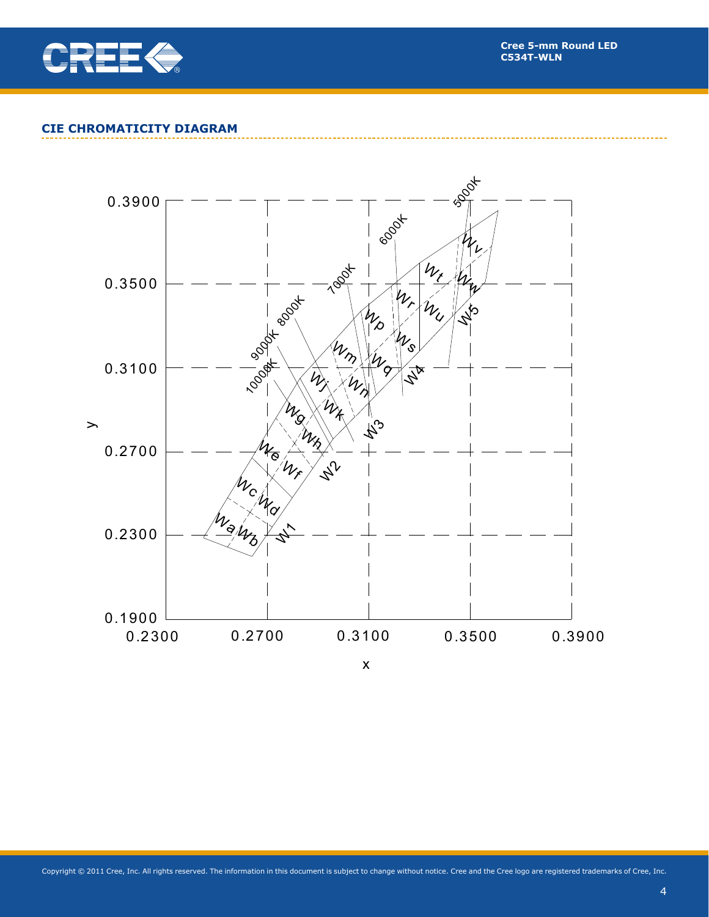## CIE CHROMATICITY DIAGRAM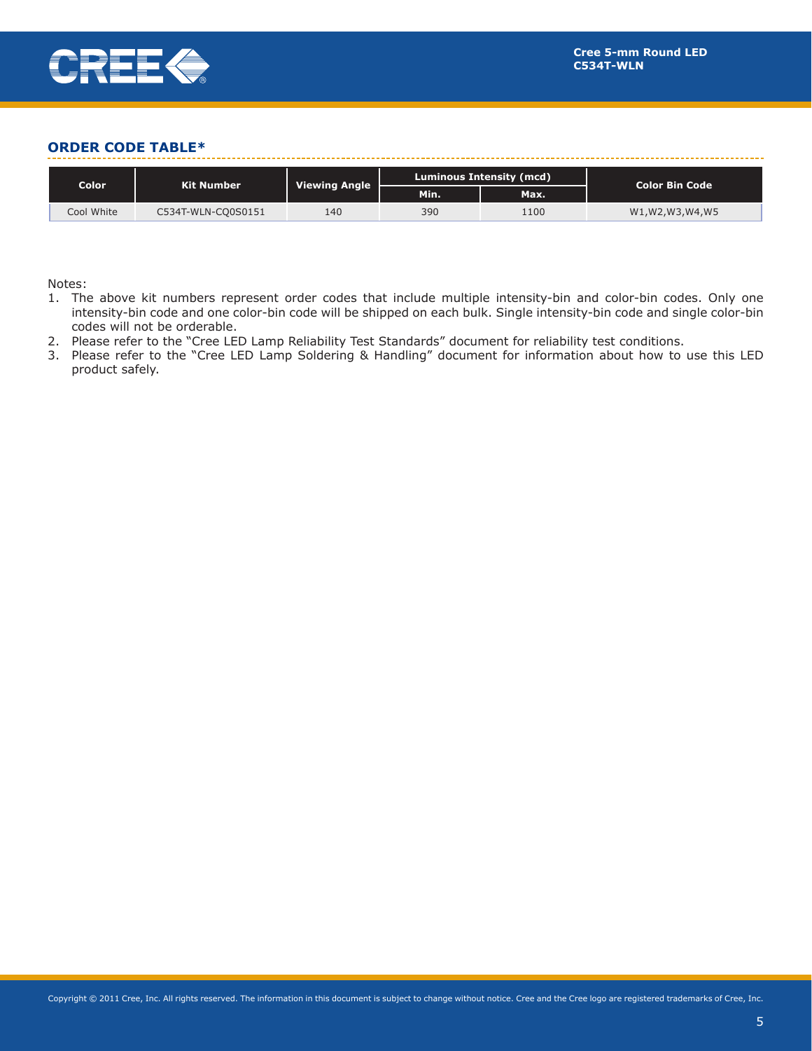## ORDER CODE TABLE*

| Color | Kit Number | Viewing Angle | Luminous Intensity (mcd) | | Color Bin Code |
|---|---|---|---|---|---|
| | | | Min. | Max. | |
| Cool White | C534T-WLN-CQ0S0151 | 140 | 390 | 1100 | W1,W2,W3,W4,W5 |

Notes:

1. The above kit numbers represent order codes that include multiple intensity-bin and color-bin codes. Only one intensity-bin code and one color-bin code will be shipped on each bulk. Single intensity-bin code and single color-bin codes will not be orderable.
2. Please refer to the "Cree LED Lamp Reliability Test Standards" document for reliability test conditions.
3. Please refer to the "Cree LED Lamp Soldering & Handling" document for information about how to use this LED product safely.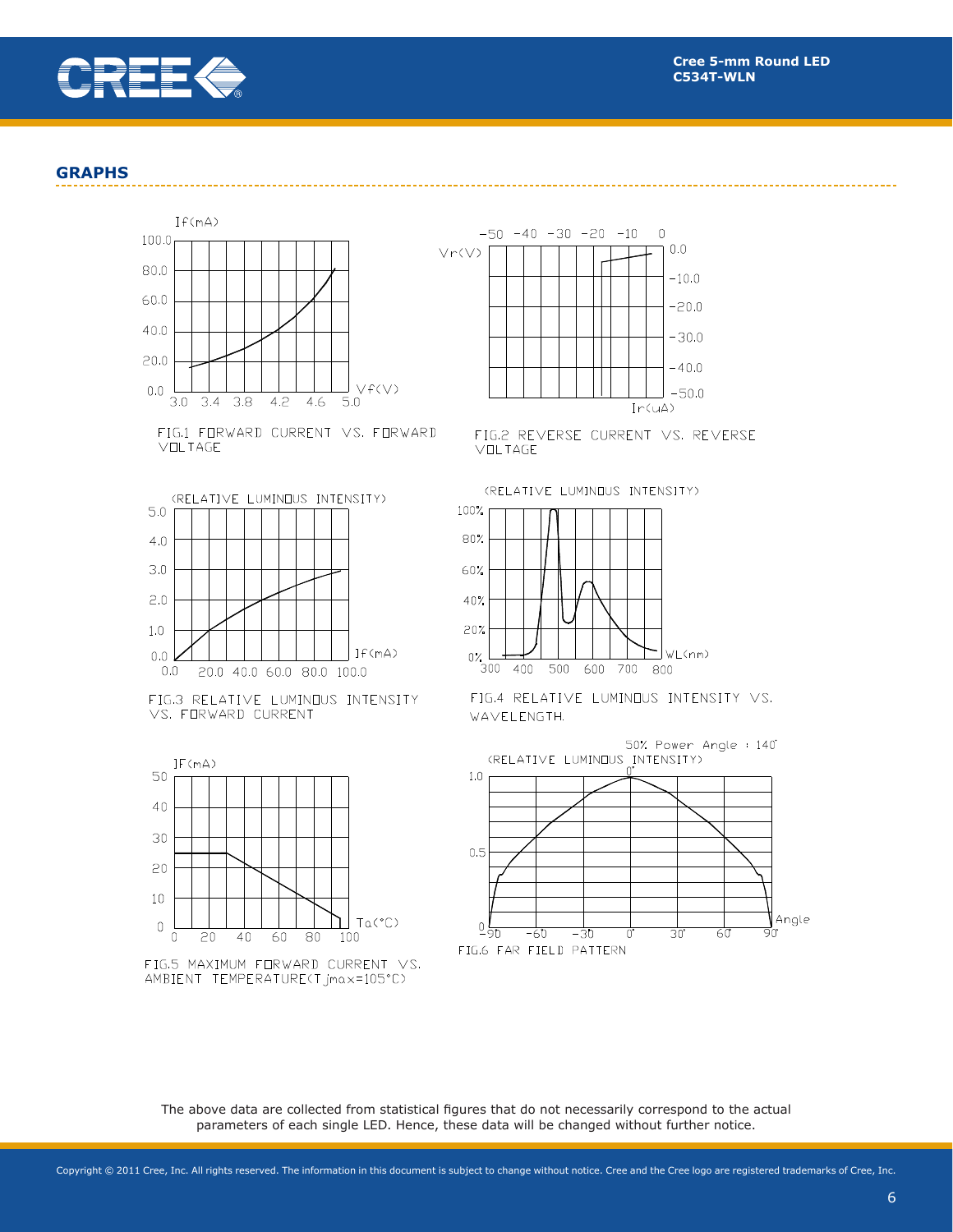## GRAPHS

FIG.1 FORWARD CURRENT VS. FORWARD VOLTAGE

FIG.2 REVERSE CURRENT VS. REVERSE VOLTAGE

FIG.3 RELATIVE LUMINOUS INTENSITY VS. FORWARD CURRENT

FIG.4 RELATIVE LUMINOUS INTENSITY VS. WAVELENGTH.

FIG.5 MAXIMUM FORWARD CURRENT VS. AMBIENT TEMPERATURE(Tjmax=105°C)

FIG.6 FAR FIELD PATTERN

The above data are collected from statistical figures that do not necessarily correspond to the actual parameters of each single LED. Hence, these data will be changed without further notice.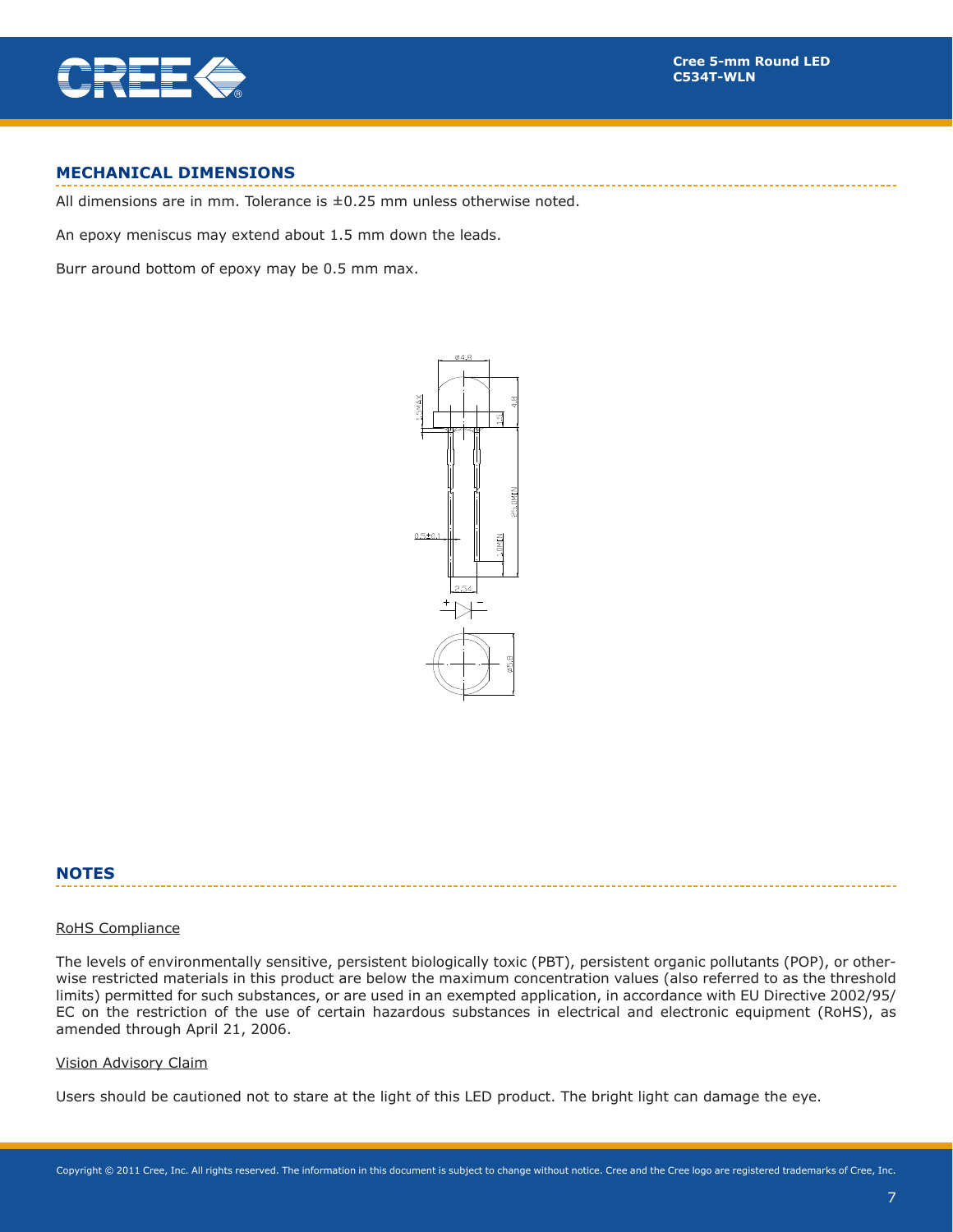## MECHANICAL DIMENSIONS

All dimensions are in mm. Tolerance is ±0.25 mm unless otherwise noted.

An epoxy meniscus may extend about 1.5 mm down the leads.

Burr around bottom of epoxy may be 0.5 mm max.

## NOTES

RoHS Compliance

The levels of environmentally sensitive, persistent biologically toxic (PBT), persistent organic pollutants (POP), or otherwise restricted materials in this product are below the maximum concentration values (also referred to as the threshold limits) permitted for such substances, or are used in an exempted application, in accordance with EU Directive 2002/95/EC on the restriction of the use of certain hazardous substances in electrical and electronic equipment (RoHS), as amended through April 21, 2006.

Vision Advisory Claim

Users should be cautioned not to stare at the light of this LED product. The bright light can damage the eye.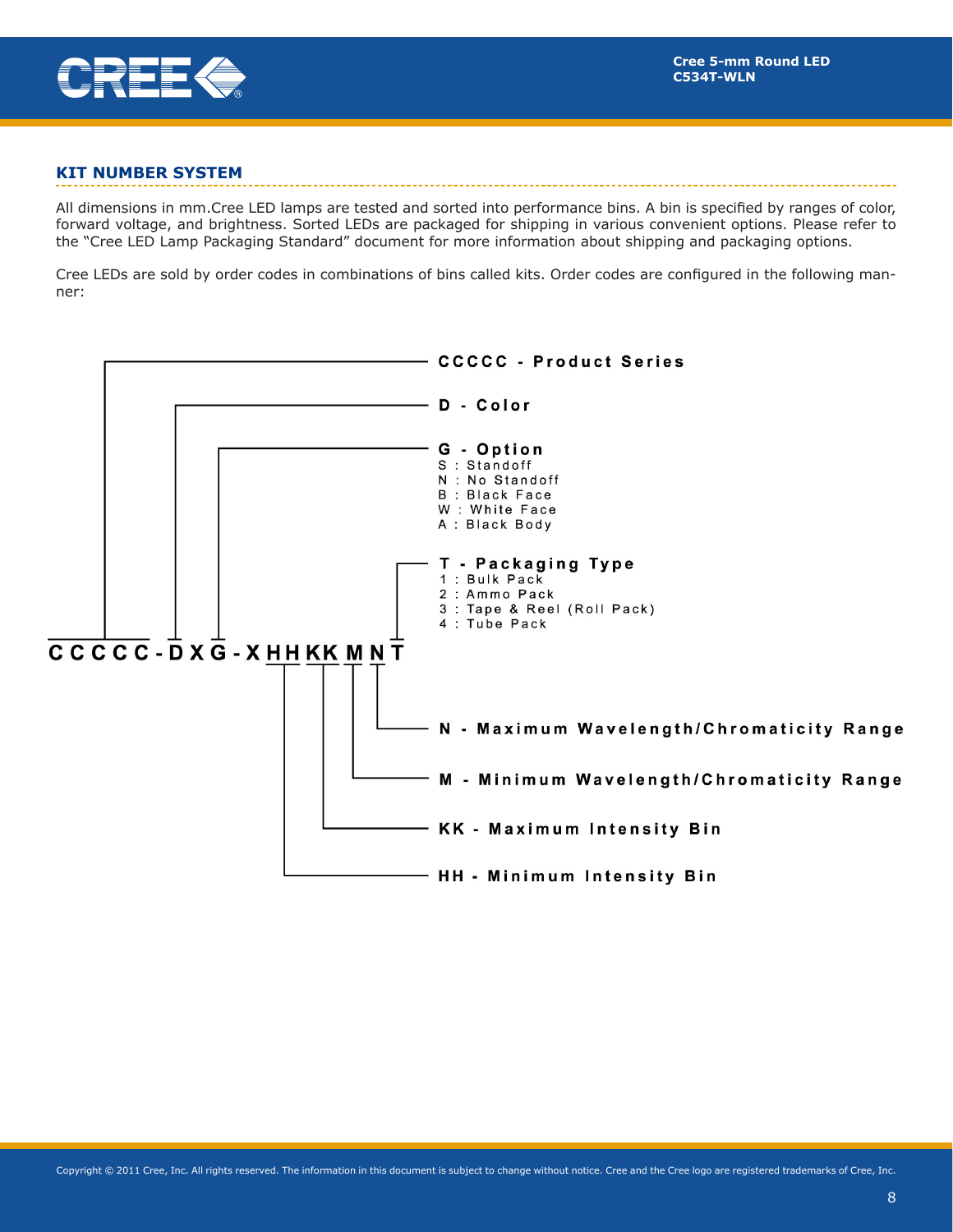## KIT NUMBER SYSTEM

All dimensions in mm.Cree LED lamps are tested and sorted into performance bins. A bin is specified by ranges of color, forward voltage, and brightness. Sorted LEDs are packaged for shipping in various convenient options. Please refer to the "Cree LED Lamp Packaging Standard" document for more information about shipping and packaging options.

Cree LEDs are sold by order codes in combinations of bins called kits. Order codes are configured in the following manner:

**CCCCC-DXG-XHHKKMNT**

- **CCCCC - Product Series**
- **D - Color**
- **G - Option**
  - S : Standoff
  - N : No Standoff
  - B : Black Face
  - W : White Face
  - A : Black Body
- **T - Packaging Type**
  - 1 : Bulk Pack
  - 2 : Ammo Pack
  - 3 : Tape & Reel (Roll Pack)
  - 4 : Tube Pack
- **N - Maximum Wavelength/Chromaticity Range**
- **M - Minimum Wavelength/Chromaticity Range**
- **KK - Maximum Intensity Bin**
- **HH - Minimum Intensity Bin**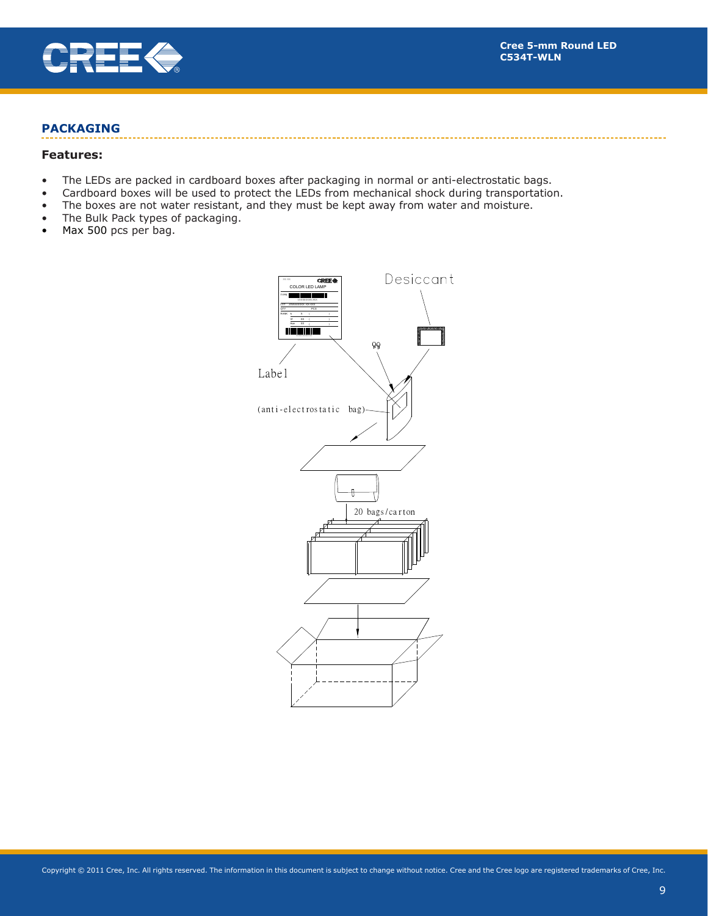## PACKAGING

### Features:

- The LEDs are packed in cardboard boxes after packaging in normal or anti-electrostatic bags.
- Cardboard boxes will be used to protect the LEDs from mechanical shock during transportation.
- The boxes are not water resistant, and they must be kept away from water and moisture.
- The Bulk Pack types of packaging.
- Max 500 pcs per bag.

Desiccant

Label

(anti-electrostatic bag)

20 bags/carton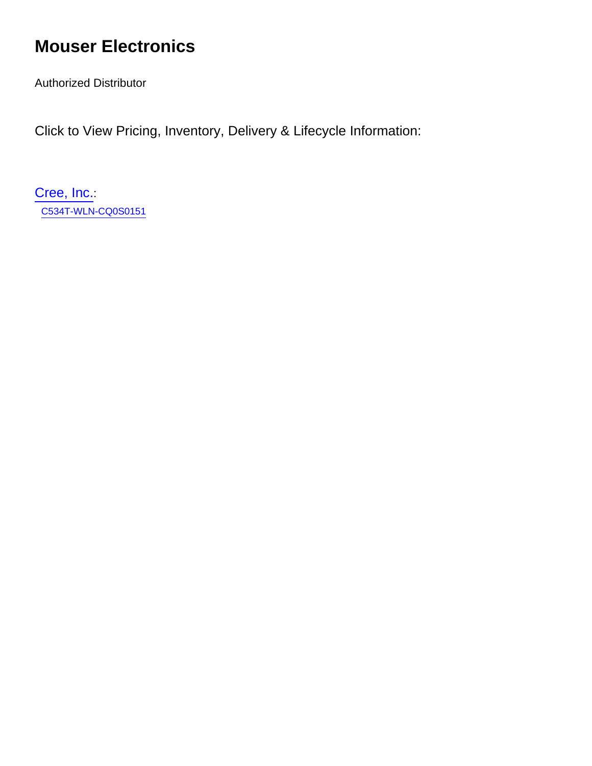# Mouser Electronics

Authorized Distributor

Click to View Pricing, Inventory, Delivery & Lifecycle Information:

Cree, Inc.:

C534T-WLN-CQ0S0151